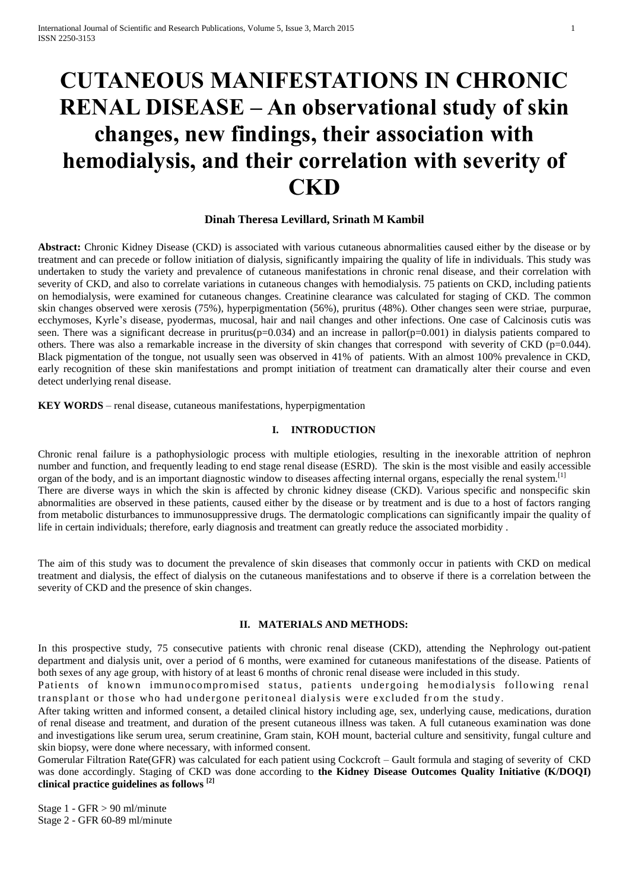# CUTANEOUS MANIFESTATIONS IN CHRONIC RENAL DISEASE – An observational study of skin changes, new findings, their association with hemodialysis, and their correlation with severity of CKD

**Dinah Theresa Levillard, Srinath M Kambil**

**Abstract:** Chronic Kidney Disease (CKD) is associated with various cutaneous abnormalities caused either by the disease or by treatment and can precede or follow initiation of dialysis, significantly impairing the quality of life in individuals. This study was undertaken to study the variety and prevalence of cutaneous manifestations in chronic renal disease, and their correlation with severity of CKD, and also to correlate variations in cutaneous changes with hemodialysis. 75 patients on CKD, including patients on hemodialysis, were examined for cutaneous changes. Creatinine clearance was calculated for staging of CKD. The common skin changes observed were xerosis (75%), hyperpigmentation (56%), pruritus (48%). Other changes seen were striae, purpurae, ecchymoses, Kyrle's disease, pyodermas, mucosal, hair and nail changes and other infections. One case of Calcinosis cutis was seen. There was a significant decrease in pruritus($p=0.034$) and an increase in pallor($p=0.001$) in dialysis patients compared to others. There was also a remarkable increase in the diversity of skin changes that correspond with severity of CKD ($p=0.044$). Black pigmentation of the tongue, not usually seen was observed in 41% of patients. With an almost 100% prevalence in CKD, early recognition of these skin manifestations and prompt initiation of treatment can dramatically alter their course and even detect underlying renal disease.

**KEY WORDS** – renal disease, cutaneous manifestations, hyperpigmentation

## I. INTRODUCTION

Chronic renal failure is a pathophysiologic process with multiple etiologies, resulting in the inexorable attrition of nephron number and function, and frequently leading to end stage renal disease (ESRD). The skin is the most visible and easily accessible organ of the body, and is an important diagnostic window to diseases affecting internal organs, especially the renal system.[1]

There are diverse ways in which the skin is affected by chronic kidney disease (CKD). Various specific and nonspecific skin abnormalities are observed in these patients, caused either by the disease or by treatment and is due to a host of factors ranging from metabolic disturbances to immunosuppressive drugs. The dermatologic complications can significantly impair the quality of life in certain individuals; therefore, early diagnosis and treatment can greatly reduce the associated morbidity .

The aim of this study was to document the prevalence of skin diseases that commonly occur in patients with CKD on medical treatment and dialysis, the effect of dialysis on the cutaneous manifestations and to observe if there is a correlation between the severity of CKD and the presence of skin changes.

## II. MATERIALS AND METHODS:

In this prospective study, 75 consecutive patients with chronic renal disease (CKD), attending the Nephrology out-patient department and dialysis unit, over a period of 6 months, were examined for cutaneous manifestations of the disease. Patients of both sexes of any age group, with history of at least 6 months of chronic renal disease were included in this study.

Patients of known immunocompromised status, patients undergoing hemodialysis following renal transplant or those who had undergone peritoneal dialysis were excluded from the study.

After taking written and informed consent, a detailed clinical history including age, sex, underlying cause, medications, duration of renal disease and treatment, and duration of the present cutaneous illness was taken. A full cutaneous examination was done and investigations like serum urea, serum creatinine, Gram stain, KOH mount, bacterial culture and sensitivity, fungal culture and skin biopsy, were done where necessary, with informed consent.

Gomerular Filtration Rate(GFR) was calculated for each patient using Cockcroft – Gault formula and staging of severity of CKD was done accordingly. Staging of CKD was done according to **the Kidney Disease Outcomes Quality Initiative (K/DOQI) clinical practice guidelines as follows [2]**

Stage 1 - GFR > 90 ml/minute
Stage 2 - GFR 60-89 ml/minute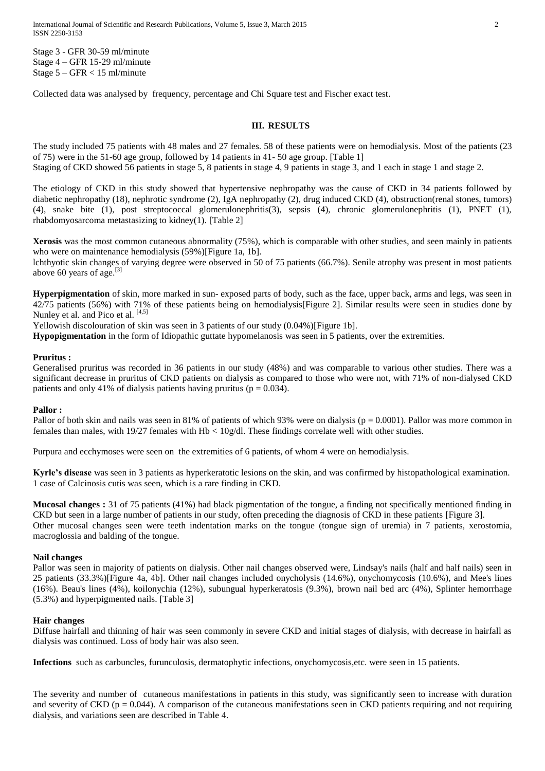Stage 3 - GFR 30-59 ml/minute
Stage 4 – GFR 15-29 ml/minute
Stage 5 – GFR < 15 ml/minute

Collected data was analysed by frequency, percentage and Chi Square test and Fischer exact test.

## III. RESULTS

The study included 75 patients with 48 males and 27 females. 58 of these patients were on hemodialysis. Most of the patients (23 of 75) were in the 51-60 age group, followed by 14 patients in 41- 50 age group. [Table 1]
Staging of CKD showed 56 patients in stage 5, 8 patients in stage 4, 9 patients in stage 3, and 1 each in stage 1 and stage 2.

The etiology of CKD in this study showed that hypertensive nephropathy was the cause of CKD in 34 patients followed by diabetic nephropathy (18), nephrotic syndrome (2), IgA nephropathy (2), drug induced CKD (4), obstruction(renal stones, tumors) (4), snake bite (1), post streptococcal glomerulonephritis(3), sepsis (4), chronic glomerulonephritis (1), PNET (1), rhabdomyosarcoma metastasizing to kidney(1). [Table 2]

**Xerosis** was the most common cutaneous abnormality (75%), which is comparable with other studies, and seen mainly in patients who were on maintenance hemodialysis (59%)[Figure 1a, 1b].
lchthyotic skin changes of varying degree were observed in 50 of 75 patients (66.7%). Senile atrophy was present in most patients above 60 years of age.[3]

**Hyperpigmentation** of skin, more marked in sun- exposed parts of body, such as the face, upper back, arms and legs, was seen in 42/75 patients (56%) with 71% of these patients being on hemodialysis[Figure 2]. Similar results were seen in studies done by Nunley et al. and Pico et al. [4,5]
Yellowish discolouration of skin was seen in 3 patients of our study (0.04%)[Figure 1b].
**Hypopigmentation** in the form of Idiopathic guttate hypomelanosis was seen in 5 patients, over the extremities.

**Pruritus :**
Generalised pruritus was recorded in 36 patients in our study (48%) and was comparable to various other studies. There was a significant decrease in pruritus of CKD patients on dialysis as compared to those who were not, with 71% of non-dialysed CKD patients and only 41% of dialysis patients having pruritus ($p = 0.034$).

**Pallor :**
Pallor of both skin and nails was seen in 81% of patients of which 93% were on dialysis ($p = 0.0001$). Pallor was more common in females than males, with 19/27 females with Hb < 10g/dl. These findings correlate well with other studies.

Purpura and ecchymoses were seen on the extremities of 6 patients, of whom 4 were on hemodialysis.

**Kyrle's disease** was seen in 3 patients as hyperkeratotic lesions on the skin, and was confirmed by histopathological examination. 1 case of Calcinosis cutis was seen, which is a rare finding in CKD.

**Mucosal changes :** 31 of 75 patients (41%) had black pigmentation of the tongue, a finding not specifically mentioned finding in CKD but seen in a large number of patients in our study, often preceding the diagnosis of CKD in these patients [Figure 3].
Other mucosal changes seen were teeth indentation marks on the tongue (tongue sign of uremia) in 7 patients, xerostomia, macroglossia and balding of the tongue.

**Nail changes**
Pallor was seen in majority of patients on dialysis. Other nail changes observed were, Lindsay's nails (half and half nails) seen in 25 patients (33.3%)[Figure 4a, 4b]. Other nail changes included onycholysis (14.6%), onychomycosis (10.6%), and Mee's lines (16%). Beau's lines (4%), koilonychia (12%), subungual hyperkeratosis (9.3%), brown nail bed arc (4%), Splinter hemorrhage (5.3%) and hyperpigmented nails. [Table 3]

**Hair changes**
Diffuse hairfall and thinning of hair was seen commonly in severe CKD and initial stages of dialysis, with decrease in hairfall as dialysis was continued. Loss of body hair was also seen.

**Infections** such as carbuncles, furunculosis, dermatophytic infections, onychomycosis,etc. were seen in 15 patients.

The severity and number of cutaneous manifestations in patients in this study, was significantly seen to increase with duration and severity of CKD ($p = 0.044$). A comparison of the cutaneous manifestations seen in CKD patients requiring and not requiring dialysis, and variations seen are described in Table 4.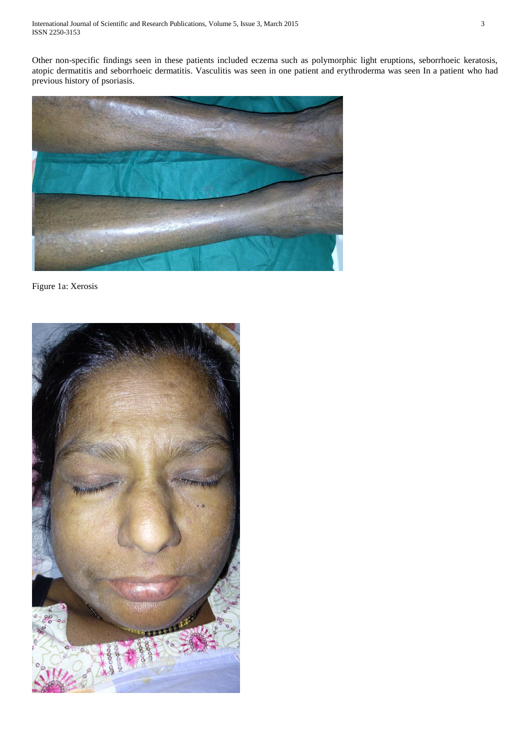Other non-specific findings seen in these patients included eczema such as polymorphic light eruptions, seborrhoeic keratosis, atopic dermatitis and seborrhoeic dermatitis. Vasculitis was seen in one patient and erythroderma was seen In a patient who had previous history of psoriasis.

Figure 1a: Xerosis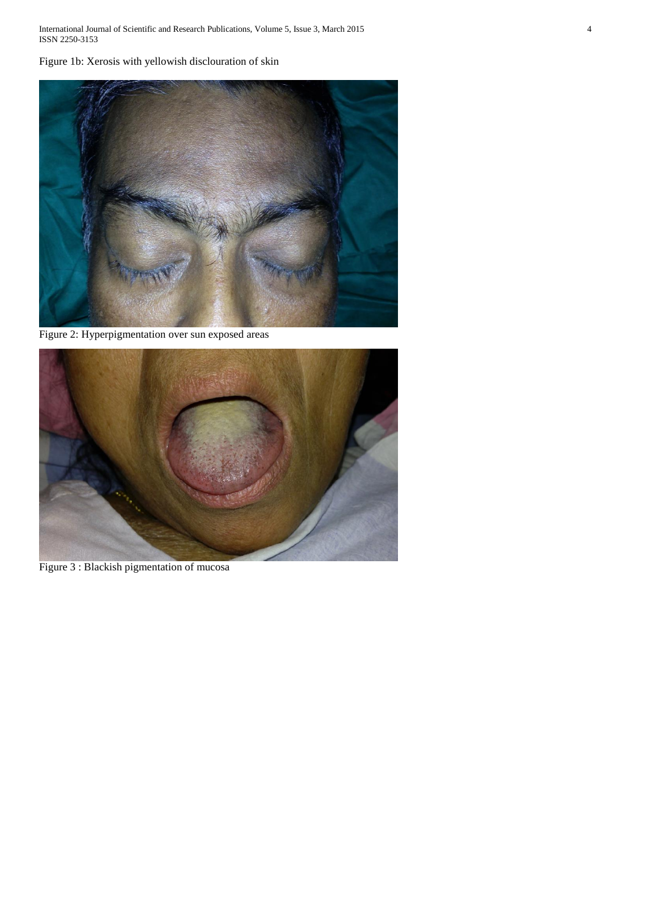Figure 1b: Xerosis with yellowish disclouration of skin

Figure 2: Hyperpigmentation over sun exposed areas

Figure 3 : Blackish pigmentation of mucosa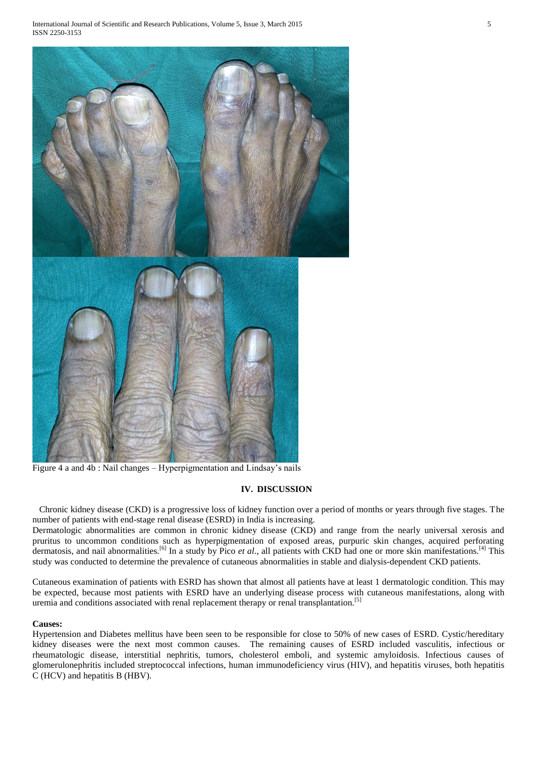Figure 4 a and 4b : Nail changes – Hyperpigmentation and Lindsay's nails

## IV. DISCUSSION

Chronic kidney disease (CKD) is a progressive loss of kidney function over a period of months or years through five stages. The number of patients with end-stage renal disease (ESRD) in India is increasing.

Dermatologic abnormalities are common in chronic kidney disease (CKD) and range from the nearly universal xerosis and pruritus to uncommon conditions such as hyperpigmentation of exposed areas, purpuric skin changes, acquired perforating dermatosis, and nail abnormalities.[6] In a study by Pico *et al*., all patients with CKD had one or more skin manifestations.[4] This study was conducted to determine the prevalence of cutaneous abnormalities in stable and dialysis-dependent CKD patients.

Cutaneous examination of patients with ESRD has shown that almost all patients have at least 1 dermatologic condition. This may be expected, because most patients with ESRD have an underlying disease process with cutaneous manifestations, along with uremia and conditions associated with renal replacement therapy or renal transplantation.[5]

**Causes:**

Hypertension and Diabetes mellitus have been seen to be responsible for close to 50% of new cases of ESRD. Cystic/hereditary kidney diseases were the next most common causes. The remaining causes of ESRD included vasculitis, infectious or rheumatologic disease, interstitial nephritis, tumors, cholesterol emboli, and systemic amyloidosis. Infectious causes of glomerulonephritis included streptococcal infections, human immunodeficiency virus (HIV), and hepatitis viruses, both hepatitis C (HCV) and hepatitis B (HBV).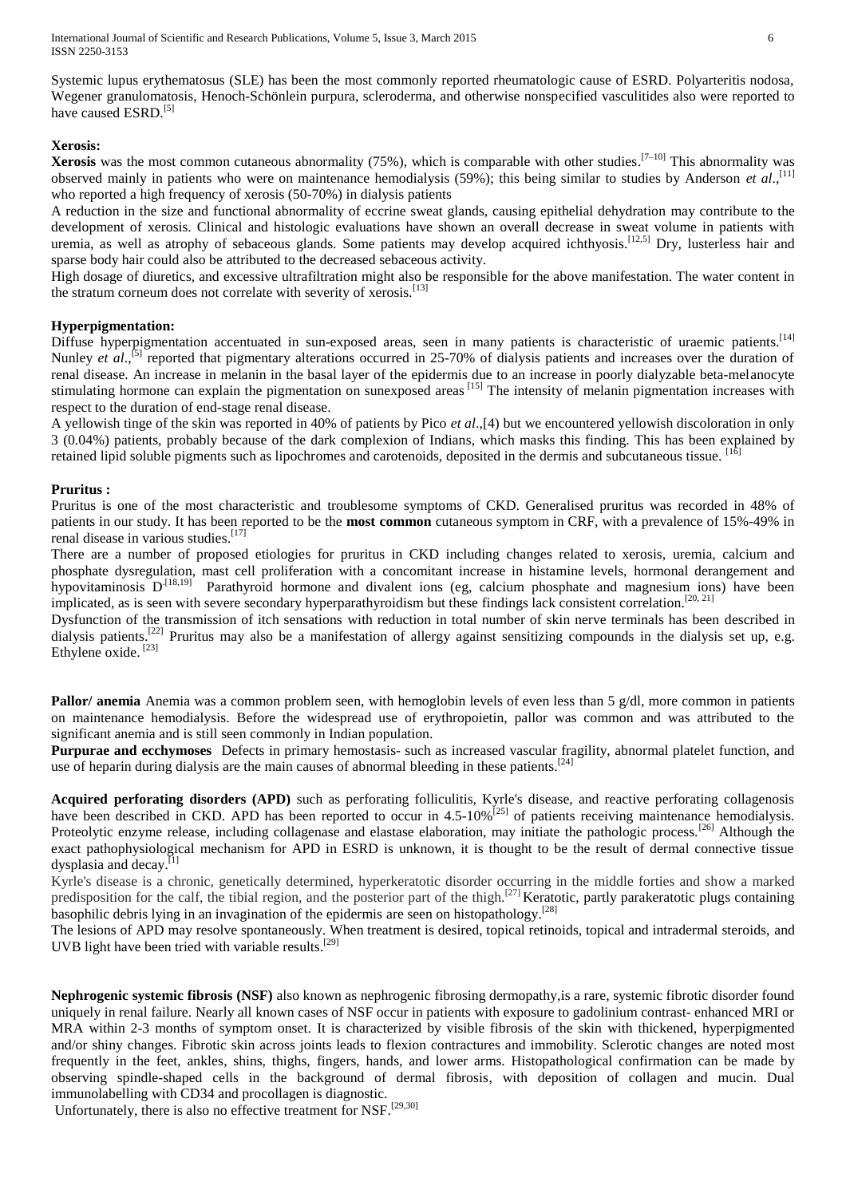Systemic lupus erythematosus (SLE) has been the most commonly reported rheumatologic cause of ESRD. Polyarteritis nodosa, Wegener granulomatosis, Henoch-Schönlein purpura, scleroderma, and otherwise nonspecified vasculitides also were reported to have caused ESRD.[5]

**Xerosis:**

**Xerosis** was the most common cutaneous abnormality (75%), which is comparable with other studies.[7–10] This abnormality was observed mainly in patients who were on maintenance hemodialysis (59%); this being similar to studies by Anderson *et al*.,[11] who reported a high frequency of xerosis (50-70%) in dialysis patients

A reduction in the size and functional abnormality of eccrine sweat glands, causing epithelial dehydration may contribute to the development of xerosis. Clinical and histologic evaluations have shown an overall decrease in sweat volume in patients with uremia, as well as atrophy of sebaceous glands. Some patients may develop acquired ichthyosis.[12,5] Dry, lusterless hair and sparse body hair could also be attributed to the decreased sebaceous activity.

High dosage of diuretics, and excessive ultrafiltration might also be responsible for the above manifestation. The water content in the stratum corneum does not correlate with severity of xerosis.[13]

**Hyperpigmentation:**

Diffuse hyperpigmentation accentuated in sun-exposed areas, seen in many patients is characteristic of uraemic patients.[14] Nunley *et al*.,[5] reported that pigmentary alterations occurred in 25-70% of dialysis patients and increases over the duration of renal disease. An increase in melanin in the basal layer of the epidermis due to an increase in poorly dialyzable beta-melanocyte stimulating hormone can explain the pigmentation on sunexposed areas [15] The intensity of melanin pigmentation increases with respect to the duration of end-stage renal disease.

A yellowish tinge of the skin was reported in 40% of patients by Pico *et al*.,[4) but we encountered yellowish discoloration in only 3 (0.04%) patients, probably because of the dark complexion of Indians, which masks this finding. This has been explained by retained lipid soluble pigments such as lipochromes and carotenoids, deposited in the dermis and subcutaneous tissue. [16]

**Pruritus :**

Pruritus is one of the most characteristic and troublesome symptoms of CKD. Generalised pruritus was recorded in 48% of patients in our study. It has been reported to be the **most common** cutaneous symptom in CRF, with a prevalence of 15%-49% in renal disease in various studies.[17]

There are a number of proposed etiologies for pruritus in CKD including changes related to xerosis, uremia, calcium and phosphate dysregulation, mast cell proliferation with a concomitant increase in histamine levels, hormonal derangement and hypovitaminosis D.[18,19] Parathyroid hormone and divalent ions (eg, calcium phosphate and magnesium ions) have been implicated, as is seen with severe secondary hyperparathyroidism but these findings lack consistent correlation.[20, 21]

Dysfunction of the transmission of itch sensations with reduction in total number of skin nerve terminals has been described in dialysis patients.[22] Pruritus may also be a manifestation of allergy against sensitizing compounds in the dialysis set up, e.g. Ethylene oxide. [23]

**Pallor/ anemia** Anemia was a common problem seen, with hemoglobin levels of even less than 5 g/dl, more common in patients on maintenance hemodialysis. Before the widespread use of erythropoietin, pallor was common and was attributed to the significant anemia and is still seen commonly in Indian population.

**Purpurae and ecchymoses** Defects in primary hemostasis- such as increased vascular fragility, abnormal platelet function, and use of heparin during dialysis are the main causes of abnormal bleeding in these patients.[24]

**Acquired perforating disorders (APD)** such as perforating folliculitis, Kyrle's disease, and reactive perforating collagenosis have been described in CKD. APD has been reported to occur in 4.5-10%[25] of patients receiving maintenance hemodialysis. Proteolytic enzyme release, including collagenase and elastase elaboration, may initiate the pathologic process.[26] Although the exact pathophysiological mechanism for APD in ESRD is unknown, it is thought to be the result of dermal connective tissue dysplasia and decay.[1]

Kyrle's disease is a chronic, genetically determined, hyperkeratotic disorder occurring in the middle forties and show a marked predisposition for the calf, the tibial region, and the posterior part of the thigh.[27] Keratotic, partly parakeratotic plugs containing basophilic debris lying in an invagination of the epidermis are seen on histopathology.[28]

The lesions of APD may resolve spontaneously. When treatment is desired, topical retinoids, topical and intradermal steroids, and UVB light have been tried with variable results.[29]

**Nephrogenic systemic fibrosis (NSF)** also known as nephrogenic fibrosing dermopathy,is a rare, systemic fibrotic disorder found uniquely in renal failure. Nearly all known cases of NSF occur in patients with exposure to gadolinium contrast- enhanced MRI or MRA within 2-3 months of symptom onset. It is characterized by visible fibrosis of the skin with thickened, hyperpigmented and/or shiny changes. Fibrotic skin across joints leads to flexion contractures and immobility. Sclerotic changes are noted most frequently in the feet, ankles, shins, thighs, fingers, hands, and lower arms. Histopathological confirmation can be made by observing spindle-shaped cells in the background of dermal fibrosis, with deposition of collagen and mucin. Dual immunolabelling with CD34 and procollagen is diagnostic.

Unfortunately, there is also no effective treatment for NSF.[29,30]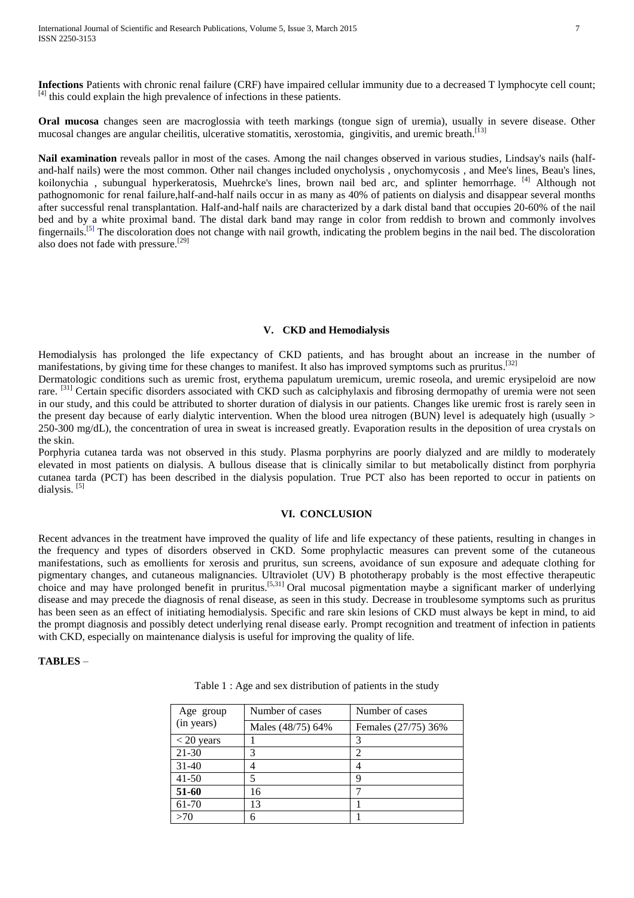**Infections** Patients with chronic renal failure (CRF) have impaired cellular immunity due to a decreased T lymphocyte cell count; [4] this could explain the high prevalence of infections in these patients.

**Oral mucosa** changes seen are macroglossia with teeth markings (tongue sign of uremia), usually in severe disease. Other mucosal changes are angular cheilitis, ulcerative stomatitis, xerostomia, gingivitis, and uremic breath.[13]

**Nail examination** reveals pallor in most of the cases. Among the nail changes observed in various studies, Lindsay's nails (half-and-half nails) were the most common. Other nail changes included onycholysis , onychomycosis , and Mee's lines, Beau's lines, koilonychia , subungual hyperkeratosis, Muehrcke's lines, brown nail bed arc, and splinter hemorrhage. [4] Although not pathognomonic for renal failure,half-and-half nails occur in as many as 40% of patients on dialysis and disappear several months after successful renal transplantation. Half-and-half nails are characterized by a dark distal band that occupies 20-60% of the nail bed and by a white proximal band. The distal dark band may range in color from reddish to brown and commonly involves fingernails.[5] The discoloration does not change with nail growth, indicating the problem begins in the nail bed. The discoloration also does not fade with pressure.[29]

## V. CKD and Hemodialysis

Hemodialysis has prolonged the life expectancy of CKD patients, and has brought about an increase in the number of manifestations, by giving time for these changes to manifest. It also has improved symptoms such as pruritus.[32]

Dermatologic conditions such as uremic frost, erythema papulatum uremicum, uremic roseola, and uremic erysipeloid are now rare. [31] Certain specific disorders associated with CKD such as calciphylaxis and fibrosing dermopathy of uremia were not seen in our study, and this could be attributed to shorter duration of dialysis in our patients. Changes like uremic frost is rarely seen in the present day because of early dialytic intervention. When the blood urea nitrogen (BUN) level is adequately high (usually > 250-300 mg/dL), the concentration of urea in sweat is increased greatly. Evaporation results in the deposition of urea crystals on the skin.

Porphyria cutanea tarda was not observed in this study. Plasma porphyrins are poorly dialyzed and are mildly to moderately elevated in most patients on dialysis. A bullous disease that is clinically similar to but metabolically distinct from porphyria cutanea tarda (PCT) has been described in the dialysis population. True PCT also has been reported to occur in patients on dialysis. [5]

## VI. CONCLUSION

Recent advances in the treatment have improved the quality of life and life expectancy of these patients, resulting in changes in the frequency and types of disorders observed in CKD. Some prophylactic measures can prevent some of the cutaneous manifestations, such as emollients for xerosis and pruritus, sun screens, avoidance of sun exposure and adequate clothing for pigmentary changes, and cutaneous malignancies. Ultraviolet (UV) B phototherapy probably is the most effective therapeutic choice and may have prolonged benefit in pruritus.[5,31] Oral mucosal pigmentation maybe a significant marker of underlying disease and may precede the diagnosis of renal disease, as seen in this study. Decrease in troublesome symptoms such as pruritus has been seen as an effect of initiating hemodialysis. Specific and rare skin lesions of CKD must always be kept in mind, to aid the prompt diagnosis and possibly detect underlying renal disease early. Prompt recognition and treatment of infection in patients with CKD, especially on maintenance dialysis is useful for improving the quality of life.

**TABLES** –

Table 1 : Age and sex distribution of patients in the study

| Age group (in years) | Number of cases | Number of cases |
|---|---|---|
| | Males (48/75) 64% | Females (27/75) 36% |
| < 20 years | 1 | 3 |
| 21-30 | 3 | 2 |
| 31-40 | 4 | 4 |
| 41-50 | 5 | 9 |
| **51-60** | 16 | 7 |
| 61-70 | 13 | 1 |
| >70 | 6 | 1 |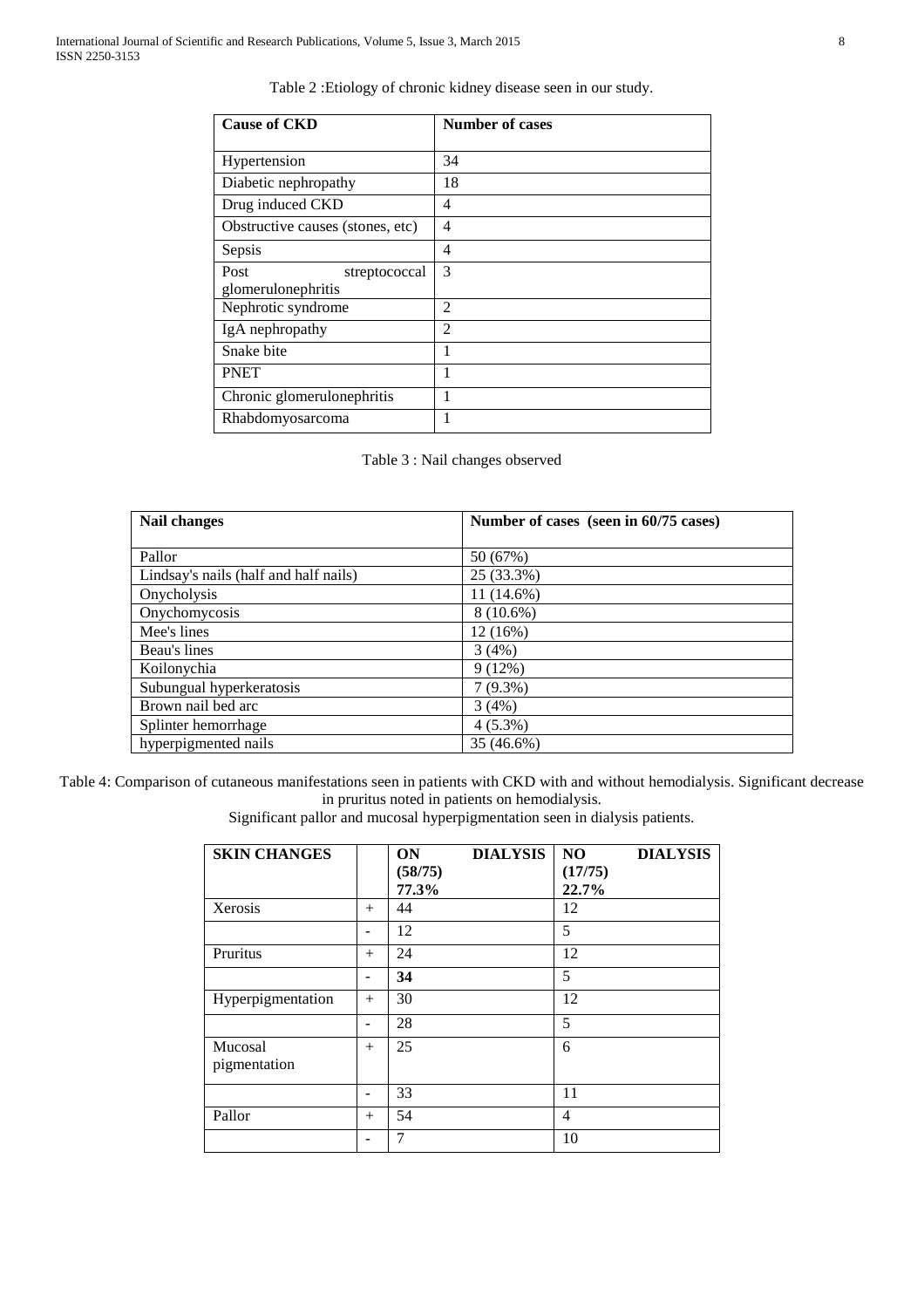Table 2 :Etiology of chronic kidney disease seen in our study.

| Cause of CKD | Number of cases |
|---|---|
| Hypertension | 34 |
| Diabetic nephropathy | 18 |
| Drug induced CKD | 4 |
| Obstructive causes (stones, etc) | 4 |
| Sepsis | 4 |
| Post streptococcal glomerulonephritis | 3 |
| Nephrotic syndrome | 2 |
| IgA nephropathy | 2 |
| Snake bite | 1 |
| PNET | 1 |
| Chronic glomerulonephritis | 1 |
| Rhabdomyosarcoma | 1 |

Table 3 : Nail changes observed

| Nail changes | Number of cases (seen in 60/75 cases) |
|---|---|
| Pallor | 50 (67%) |
| Lindsay's nails (half and half nails) | 25 (33.3%) |
| Onycholysis | 11 (14.6%) |
| Onychomycosis | 8 (10.6%) |
| Mee's lines | 12 (16%) |
| Beau's lines | 3 (4%) |
| Koilonychia | 9 (12%) |
| Subungual hyperkeratosis | 7 (9.3%) |
| Brown nail bed arc | 3 (4%) |
| Splinter hemorrhage | 4 (5.3%) |
| hyperpigmented nails | 35 (46.6%) |

Table 4: Comparison of cutaneous manifestations seen in patients with CKD with and without hemodialysis. Significant decrease in pruritus noted in patients on hemodialysis.
Significant pallor and mucosal hyperpigmentation seen in dialysis patients.

| SKIN CHANGES | | ON DIALYSIS (58/75) 77.3% | NO DIALYSIS (17/75) 22.7% |
|---|---|---|---|
| Xerosis | + | 44 | 12 |
| | - | 12 | 5 |
| Pruritus | + | 24 | 12 |
| | - | **34** | 5 |
| Hyperpigmentation | + | 30 | 12 |
| | - | 28 | 5 |
| Mucosal pigmentation | + | 25 | 6 |
| | - | 33 | 11 |
| Pallor | + | 54 | 4 |
| | - | 7 | 10 |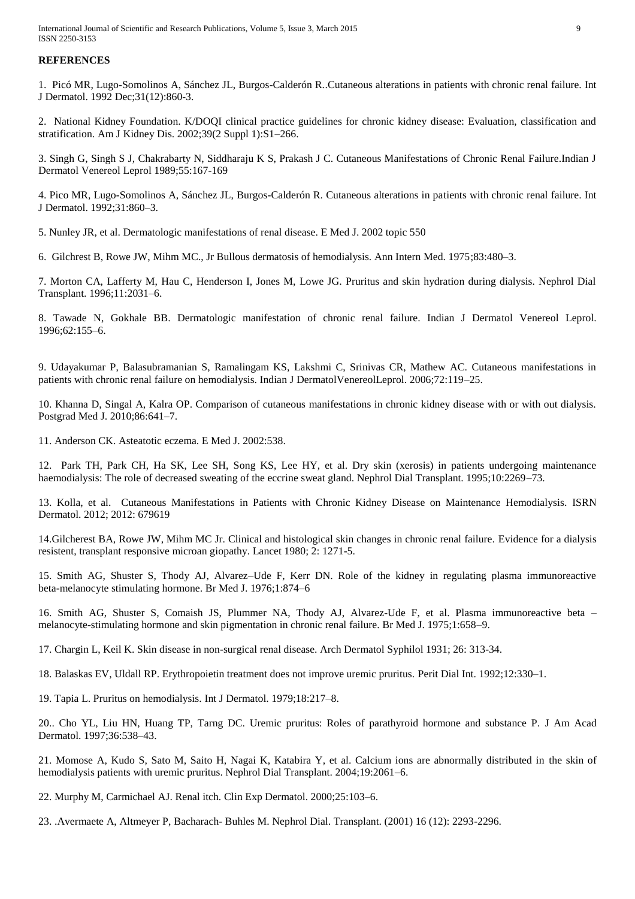## REFERENCES

1. Picó MR, Lugo-Somolinos A, Sánchez JL, Burgos-Calderón R..Cutaneous alterations in patients with chronic renal failure. Int J Dermatol. 1992 Dec;31(12):860-3.

2. National Kidney Foundation. K/DOQI clinical practice guidelines for chronic kidney disease: Evaluation, classification and stratification. Am J Kidney Dis. 2002;39(2 Suppl 1):S1–266.

3. Singh G, Singh S J, Chakrabarty N, Siddharaju K S, Prakash J C. Cutaneous Manifestations of Chronic Renal Failure.Indian J Dermatol Venereol Leprol 1989;55:167-169

4. Pico MR, Lugo-Somolinos A, Sánchez JL, Burgos-Calderón R. Cutaneous alterations in patients with chronic renal failure. Int J Dermatol. 1992;31:860–3.

5. Nunley JR, et al. Dermatologic manifestations of renal disease. E Med J. 2002 topic 550

6. Gilchrest B, Rowe JW, Mihm MC., Jr Bullous dermatosis of hemodialysis. Ann Intern Med. 1975;83:480–3.

7. Morton CA, Lafferty M, Hau C, Henderson I, Jones M, Lowe JG. Pruritus and skin hydration during dialysis. Nephrol Dial Transplant. 1996;11:2031–6.

8. Tawade N, Gokhale BB. Dermatologic manifestation of chronic renal failure. Indian J Dermatol Venereol Leprol. 1996;62:155–6.

9. Udayakumar P, Balasubramanian S, Ramalingam KS, Lakshmi C, Srinivas CR, Mathew AC. Cutaneous manifestations in patients with chronic renal failure on hemodialysis. Indian J DermatolVenereolLeprol. 2006;72:119–25.

10. Khanna D, Singal A, Kalra OP. Comparison of cutaneous manifestations in chronic kidney disease with or with out dialysis. Postgrad Med J. 2010;86:641–7.

11. Anderson CK. Asteatotic eczema. E Med J. 2002:538.

12. Park TH, Park CH, Ha SK, Lee SH, Song KS, Lee HY, et al. Dry skin (xerosis) in patients undergoing maintenance haemodialysis: The role of decreased sweating of the eccrine sweat gland. Nephrol Dial Transplant. 1995;10:2269–73.

13. Kolla, et al. Cutaneous Manifestations in Patients with Chronic Kidney Disease on Maintenance Hemodialysis. ISRN Dermatol. 2012; 2012: 679619

14.Gilcherest BA, Rowe JW, Mihm MC Jr. Clinical and histological skin changes in chronic renal failure. Evidence for a dialysis resistent, transplant responsive microan giopathy. Lancet 1980; 2: 1271-5.

15. Smith AG, Shuster S, Thody AJ, Alvarez–Ude F, Kerr DN. Role of the kidney in regulating plasma immunoreactive beta-melanocyte stimulating hormone. Br Med J. 1976;1:874–6

16. Smith AG, Shuster S, Comaish JS, Plummer NA, Thody AJ, Alvarez-Ude F, et al. Plasma immunoreactive beta – melanocyte-stimulating hormone and skin pigmentation in chronic renal failure. Br Med J. 1975;1:658–9.

17. Chargin L, Keil K. Skin disease in non-surgical renal disease. Arch Dermatol Syphilol 1931; 26: 313-34.

18. Balaskas EV, Uldall RP. Erythropoietin treatment does not improve uremic pruritus. Perit Dial Int. 1992;12:330–1.

19. Tapia L. Pruritus on hemodialysis. Int J Dermatol. 1979;18:217–8.

20.. Cho YL, Liu HN, Huang TP, Tarng DC. Uremic pruritus: Roles of parathyroid hormone and substance P. J Am Acad Dermatol. 1997;36:538–43.

21. Momose A, Kudo S, Sato M, Saito H, Nagai K, Katabira Y, et al. Calcium ions are abnormally distributed in the skin of hemodialysis patients with uremic pruritus. Nephrol Dial Transplant. 2004;19:2061–6.

22. Murphy M, Carmichael AJ. Renal itch. Clin Exp Dermatol. 2000;25:103–6.

23. .Avermaete A, Altmeyer P, Bacharach- Buhles M. Nephrol Dial. Transplant. (2001) 16 (12): 2293-2296.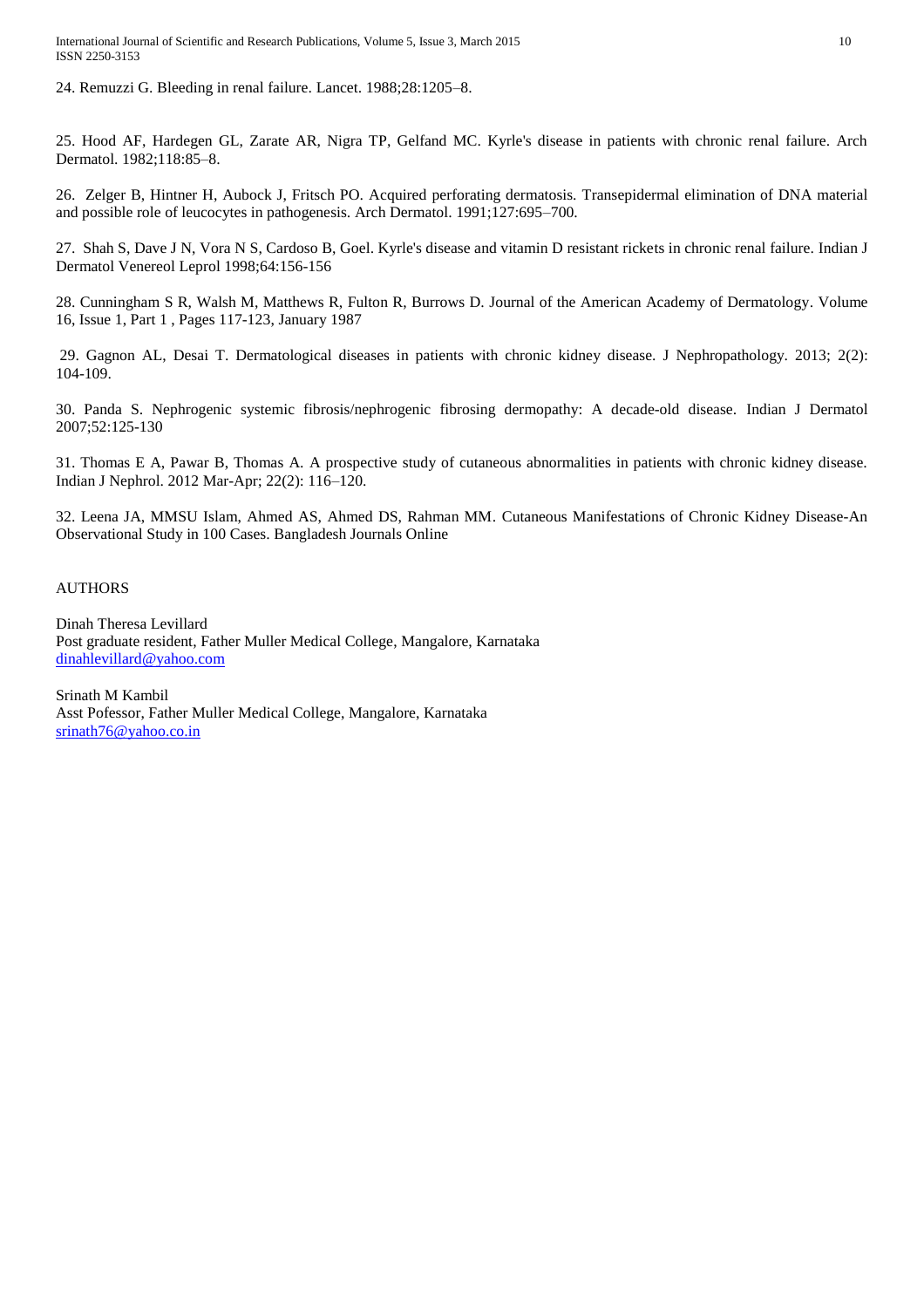24. Remuzzi G. Bleeding in renal failure. Lancet. 1988;28:1205–8.

25. Hood AF, Hardegen GL, Zarate AR, Nigra TP, Gelfand MC. Kyrle's disease in patients with chronic renal failure. Arch Dermatol. 1982;118:85–8.

26. Zelger B, Hintner H, Aubock J, Fritsch PO. Acquired perforating dermatosis. Transepidermal elimination of DNA material and possible role of leucocytes in pathogenesis. Arch Dermatol. 1991;127:695–700.

27. Shah S, Dave J N, Vora N S, Cardoso B, Goel. Kyrle's disease and vitamin D resistant rickets in chronic renal failure. Indian J Dermatol Venereol Leprol 1998;64:156-156

28. Cunningham S R, Walsh M, Matthews R, Fulton R, Burrows D. Journal of the American Academy of Dermatology. Volume 16, Issue 1, Part 1 , Pages 117-123, January 1987

29. Gagnon AL, Desai T. Dermatological diseases in patients with chronic kidney disease. J Nephropathology. 2013; 2(2): 104-109.

30. Panda S. Nephrogenic systemic fibrosis/nephrogenic fibrosing dermopathy: A decade-old disease. Indian J Dermatol 2007;52:125-130

31. Thomas E A, Pawar B, Thomas A. A prospective study of cutaneous abnormalities in patients with chronic kidney disease. Indian J Nephrol. 2012 Mar-Apr; 22(2): 116–120.

32. Leena JA, MMSU Islam, Ahmed AS, Ahmed DS, Rahman MM. Cutaneous Manifestations of Chronic Kidney Disease-An Observational Study in 100 Cases. Bangladesh Journals Online

AUTHORS

Dinah Theresa Levillard
Post graduate resident, Father Muller Medical College, Mangalore, Karnataka
dinahlevillard@yahoo.com

Srinath M Kambil
Asst Pofessor, Father Muller Medical College, Mangalore, Karnataka
srinath76@yahoo.co.in